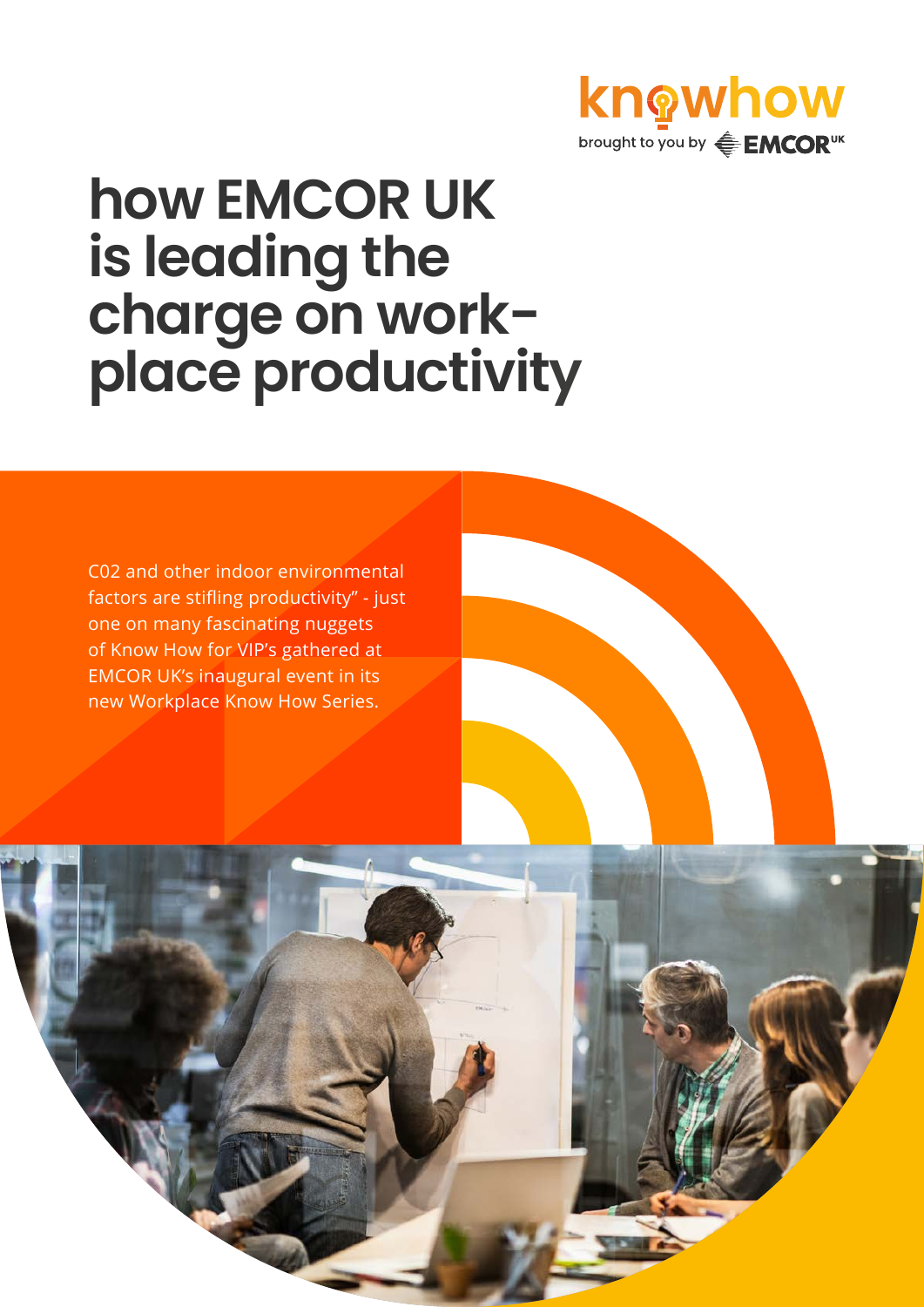knowhow

brought to you by EMCOR UK

# how EMCOR UK is leading the charge on work-place productivity

C02 and other indoor environmental factors are stifling productivity" - just one on many fascinating nuggets of Know How for VIP's gathered at EMCOR UK's inaugural event in its new Workplace Know How Series.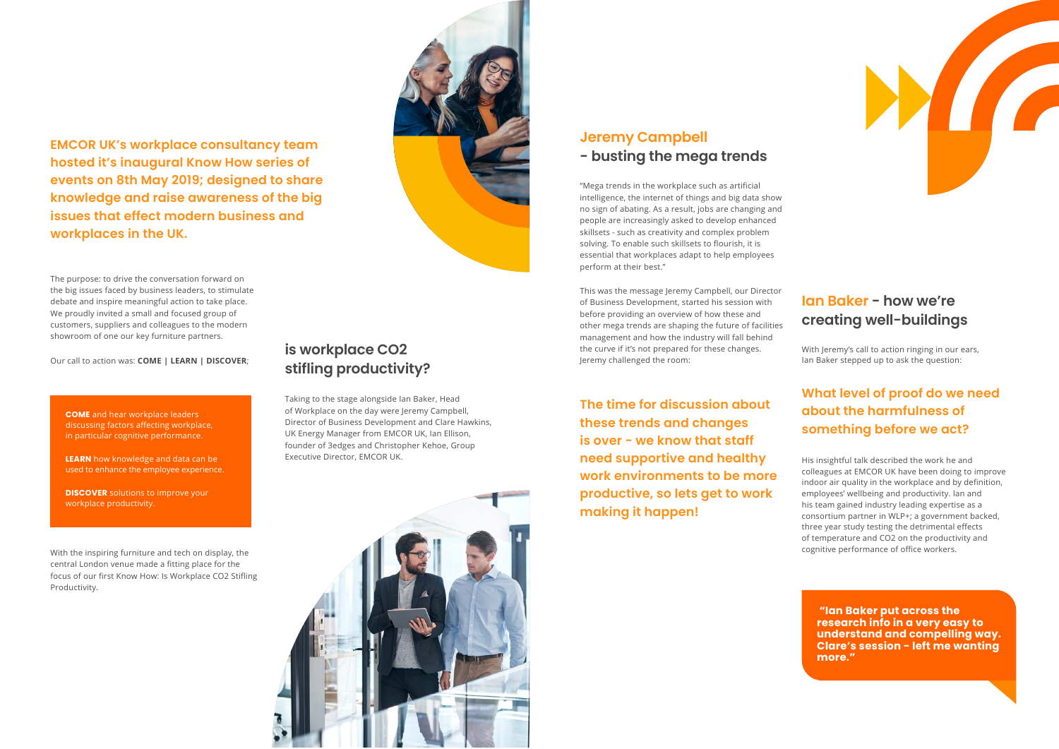**EMCOR UK's workplace consultancy team hosted it's inaugural Know How series of events on 8th May 2019; designed to share knowledge and raise awareness of the big issues that effect modern business and workplaces in the UK.**

The purpose: to drive the conversation forward on the big issues faced by business leaders, to stimulate debate and inspire meaningful action to take place. We proudly invited a small and focused group of customers, suppliers and colleagues to the modern showroom of one our key furniture partners.

Our call to action was: **COME | LEARN | DISCOVER**;

**COME** and hear workplace leaders discussing factors affecting workplace, in particular cognitive performance.

**LEARN** how knowledge and data can be used to enhance the employee experience.

**DISCOVER** solutions to improve your workplace productivity.

With the inspiring furniture and tech on display, the central London venue made a fitting place for the focus of our first Know How: Is Workplace $CO_2$ Stifling Productivity.

## is workplace $CO_2$ stifling productivity?

Taking to the stage alongside Ian Baker, Head of Workplace on the day were Jeremy Campbell, Director of Business Development and Clare Hawkins, UK Energy Manager from EMCOR UK, Ian Ellison, founder of 3edges and Christopher Kehoe, Group Executive Director, EMCOR UK.

## Jeremy Campbell - busting the mega trends

"Mega trends in the workplace such as artificial intelligence, the internet of things and big data show no sign of abating. As a result, jobs are changing and people are increasingly asked to develop enhanced skillsets - such as creativity and complex problem solving. To enable such skillsets to flourish, it is essential that workplaces adapt to help employees perform at their best."

This was the message Jeremy Campbell, our Director of Business Development, started his session with before providing an overview of how these and other mega trends are shaping the future of facilities management and how the industry will fall behind the curve if it's not prepared for these changes. Jeremy challenged the room:

**The time for discussion about these trends and changes is over - we know that staff need supportive and healthy work environments to be more productive, so lets get to work making it happen!**

## Ian Baker - how we're creating well-buildings

With Jeremy's call to action ringing in our ears, Ian Baker stepped up to ask the question:

**What level of proof do we need about the harmfulness of something before we act?**

His insightful talk described the work he and colleagues at EMCOR UK have been doing to improve indoor air quality in the workplace and by definition, employees' wellbeing and productivity. Ian and his team gained industry leading expertise as a consortium partner in WLP+; a government backed, three year study testing the detrimental effects of temperature and $CO_2$ on the productivity and cognitive performance of office workers.

**"Ian Baker put across the research info in a very easy to understand and compelling way. Clare's session - left me wanting more."**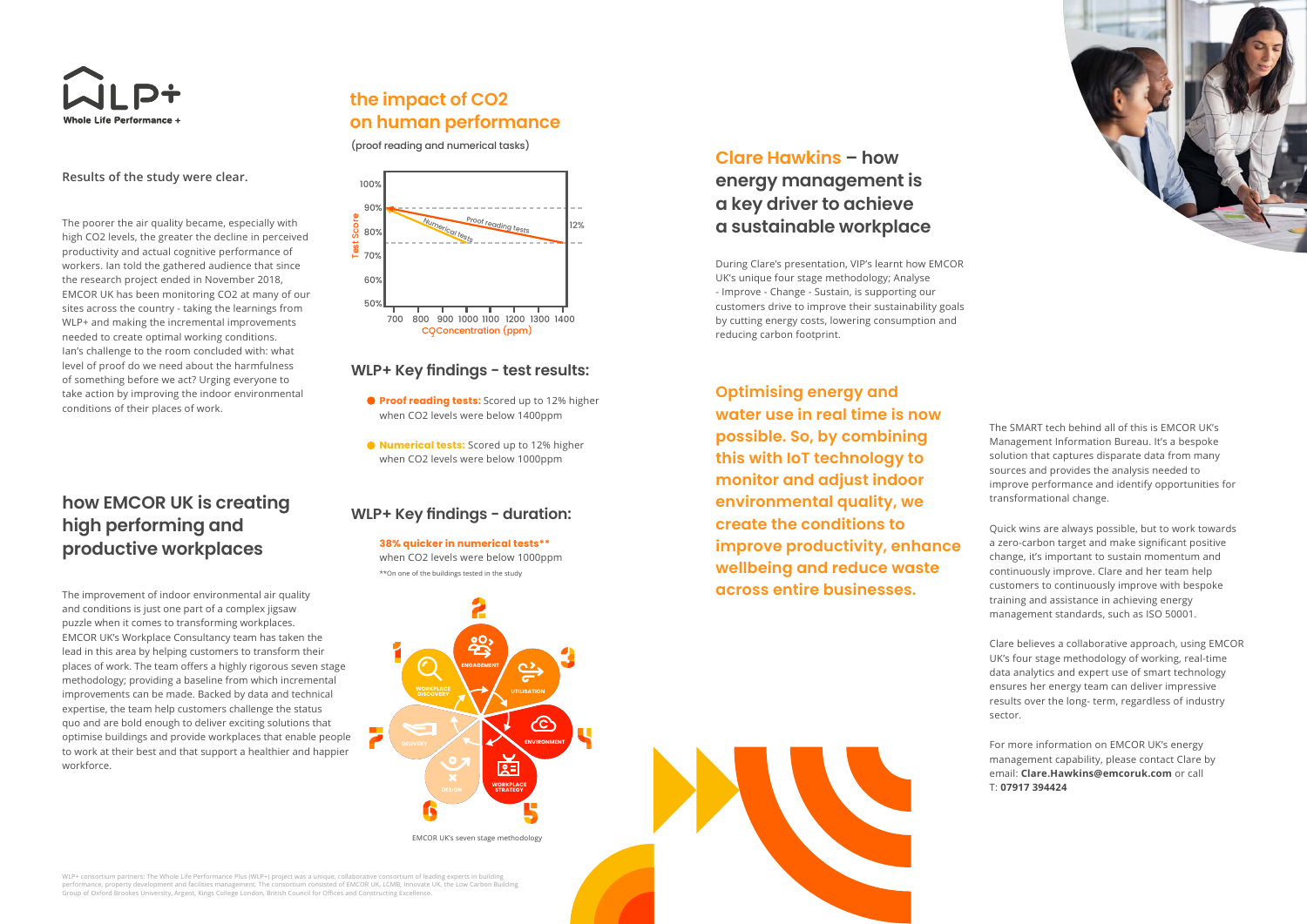# WLP+ Whole Life Performance +

**Results of the study were clear.**

The poorer the air quality became, especially with high $CO_2$ levels, the greater the decline in perceived productivity and actual cognitive performance of workers. Ian told the gathered audience that since the research project ended in November 2018, EMCOR UK has been monitoring $CO_2$ at many of our sites across the country - taking the learnings from WLP+ and making the incremental improvements needed to create optimal working conditions. Ian's challenge to the room concluded with: what level of proof do we need about the harmfulness of something before we act? Urging everyone to take action by improving the indoor environmental conditions of their places of work.

## how EMCOR UK is creating high performing and productive workplaces

The improvement of indoor environmental air quality and conditions is just one part of a complex jigsaw puzzle when it comes to transforming workplaces. EMCOR UK's Workplace Consultancy team has taken the lead in this area by helping customers to transform their places of work. The team offers a highly rigorous seven stage methodology; providing a baseline from which incremental improvements can be made. Backed by data and technical expertise, the team help customers challenge the status quo and are bold enough to deliver exciting solutions that optimise buildings and provide workplaces that enable people to work at their best and that support a healthier and happier workforce.

## the impact of $CO_2$ on human performance

(proof reading and numerical tasks)

Test Score (50%–100%) vs $CO_2$ Concentration (ppm) (700–1400): Proof reading tests; Numerical tests; 12%

### WLP+ Key findings - test results:

- **Proof reading tests:** Scored up to 12% higher when $CO_2$ levels were below 1400ppm
- **Numerical tests:** Scored up to 12% higher when $CO_2$ levels were below 1000ppm

### WLP+ Key findings - duration:

**38% quicker in numerical tests\*\***
when $CO_2$ levels were below 1000ppm

\*\*On one of the buildings tested in the study

1 Workplace Discovery, 2 Engagement, 3 Utilisation, 4 Environment, 5 Workplace Strategy, 6 Design, 7 Delivery

EMCOR UK's seven stage methodology

## Clare Hawkins – how energy management is a key driver to achieve a sustainable workplace

During Clare's presentation, VIP's learnt how EMCOR UK's unique four stage methodology; Analyse - Improve - Change - Sustain, is supporting our customers drive to improve their sustainability goals by cutting energy costs, lowering consumption and reducing carbon footprint.

**Optimising energy and water use in real time is now possible. So, by combining this with IoT technology to monitor and adjust indoor environmental quality, we create the conditions to improve productivity, enhance wellbeing and reduce waste across entire businesses.**

The SMART tech behind all of this is EMCOR UK's Management Information Bureau. It's a bespoke solution that captures disparate data from many sources and provides the analysis needed to improve performance and identify opportunities for transformational change.

Quick wins are always possible, but to work towards a zero-carbon target and make significant positive change, it's important to sustain momentum and continuously improve. Clare and her team help customers to continuously improve with bespoke training and assistance in achieving energy management standards, such as ISO 50001.

Clare believes a collaborative approach, using EMCOR UK's four stage methodology of working, real-time data analytics and expert use of smart technology ensures her energy team can deliver impressive results over the long- term, regardless of industry sector.

For more information on EMCOR UK's energy management capability, please contact Clare by email: **Clare.Hawkins@emcoruk.com** or call T: **07917 394424**

WLP+ consortium partners: The Whole Life Performance Plus (WLP+) project was a unique, collaborative consortium of leading experts in building performance, property development and facilities management. The consortium consisted of EMCOR UK, LCMB, Innovate UK, the Low Carbon Building Group of Oxford Brookes University, Argent, Kings College London, British Council for Offices and Constructing Excellence.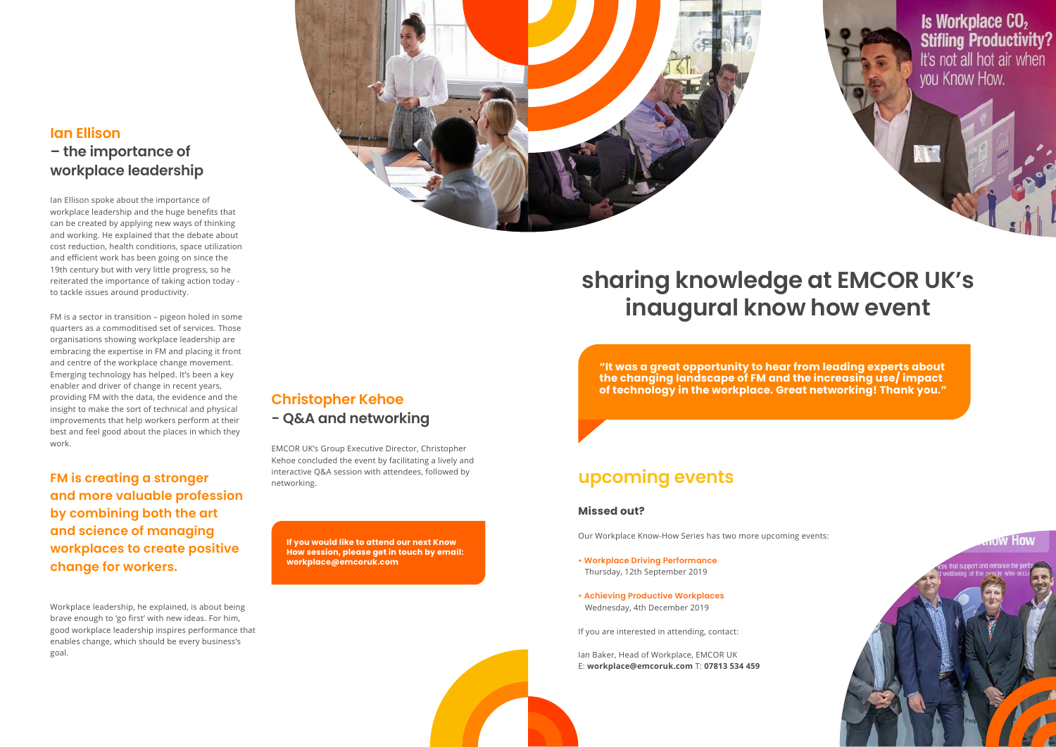## Ian Ellison
### – the importance of workplace leadership

Ian Ellison spoke about the importance of workplace leadership and the huge benefits that can be created by applying new ways of thinking and working. He explained that the debate about cost reduction, health conditions, space utilization and efficient work has been going on since the 19th century but with very little progress, so he reiterated the importance of taking action today - to tackle issues around productivity.

FM is a sector in transition – pigeon holed in some quarters as a commoditised set of services. Those organisations showing workplace leadership are embracing the expertise in FM and placing it front and centre of the workplace change movement. Emerging technology has helped. It's been a key enabler and driver of change in recent years, providing FM with the data, the evidence and the insight to make the sort of technical and physical improvements that help workers perform at their best and feel good about the places in which they work.

**FM is creating a stronger and more valuable profession by combining both the art and science of managing workplaces to create positive change for workers.**

Workplace leadership, he explained, is about being brave enough to 'go first' with new ideas. For him, good workplace leadership inspires performance that enables change, which should be every business's goal.

## Christopher Kehoe
### - Q&A and networking

EMCOR UK's Group Executive Director, Christopher Kehoe concluded the event by facilitating a lively and interactive Q&A session with attendees, followed by networking.

**If you would like to attend our next Know How session, please get in touch by email: workplace@emcoruk.com**

# sharing knowledge at EMCOR UK's inaugural know how event

**"It was a great opportunity to hear from leading experts about the changing landscape of FM and the increasing use/ impact of technology in the workplace. Great networking! Thank you."**

## upcoming events

### Missed out?

Our Workplace Know-How Series has two more upcoming events:

- **Workplace Driving Performance**
  Thursday, 12th September 2019
- **Achieving Productive Workplaces**
  Wednesday, 4th December 2019

If you are interested in attending, contact:

Ian Baker, Head of Workplace, EMCOR UK
E: **workplace@emcoruk.com** T: **07813 534 459**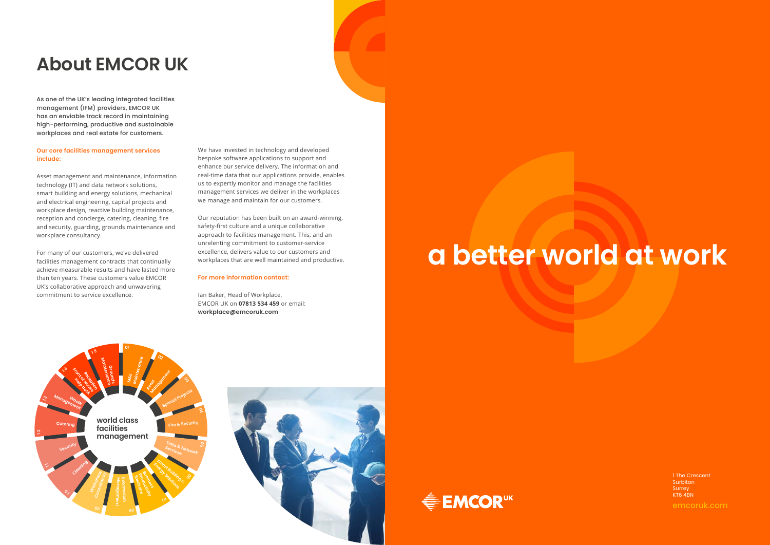# About EMCOR UK

As one of the UK's leading integrated facilities management (IFM) providers, EMCOR UK has an enviable track record in maintaining high-performing, productive and sustainable workplaces and real estate for customers.

**Our core facilities management services include:**

Asset management and maintenance, information technology (IT) and data network solutions, smart building and energy solutions, mechanical and electrical engineering, capital projects and workplace design, reactive building maintenance, reception and concierge, catering, cleaning, fire and security, guarding, grounds maintenance and workplace consultancy.

For many of our customers, we've delivered facilities management contracts that continually achieve measurable results and have lasted more than ten years. These customers value EMCOR UK's collaborative approach and unwavering commitment to service excellence.

We have invested in technology and developed bespoke software applications to support and enhance our service delivery. The information and real-time data that our applications provide, enables us to expertly monitor and manage the facilities management services we deliver in the workplaces we manage and maintain for our customers.

Our reputation has been built on an award-winning, safety-first culture and a unique collaborative approach to facilities management. This, and an unrelenting commitment to customer-service excellence, delivers value to our customers and workplaces that are well maintained and productive.

**For more information contact:**

Ian Baker, Head of Workplace, EMCOR UK on **07813 534 459** or email: **workplace@emcoruk.com**

world class facilities management

01 M&E Maintenance
02 Asset Management
03 Special Projects
04 Fire & Security
05 Data & Network Services
06 Smart Building & Energy Solutions
07 Business Productivity Solutions
08 Information Management
09 Workplace Consultancy
10 Cleaning
11 Security
12 Catering
13 Waste Management
14 Reception Front of House Help desk
15 Grounds Maintenance

# a better world at work

EMCOR UK

1 The Crescent
Surbiton
Surrey
KT6 4BN

emcoruk.com